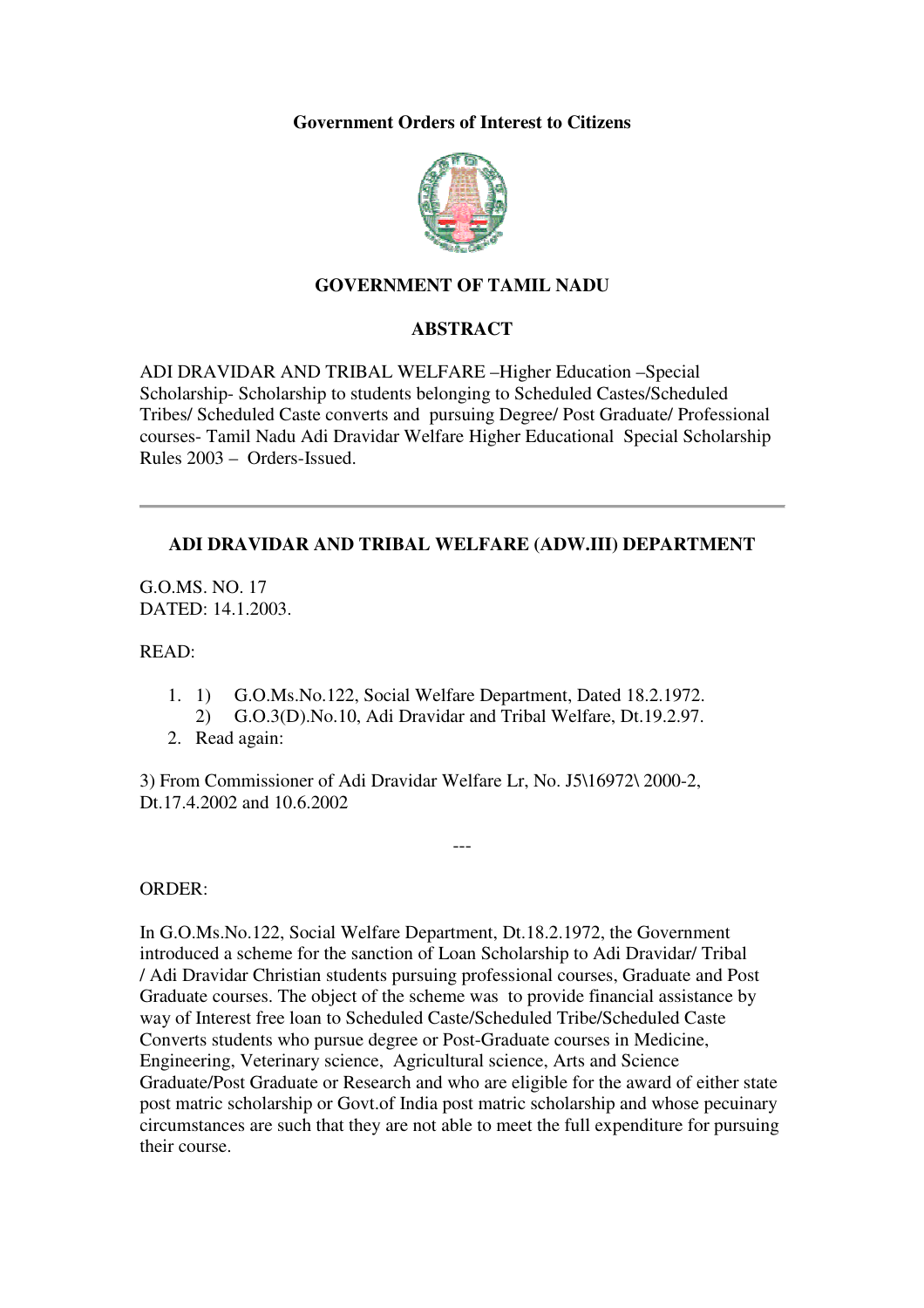**Government Orders of Interest to Citizens**

**GOVERNMENT OF TAMIL NADU**

**ABSTRACT**

ADI DRAVIDAR AND TRIBAL WELFARE –Higher Education –Special Scholarship- Scholarship to students belonging to Scheduled Castes/Scheduled Tribes/ Scheduled Caste converts and pursuing Degree/ Post Graduate/ Professional courses- Tamil Nadu Adi Dravidar Welfare Higher Educational Special Scholarship Rules 2003 – Orders-Issued.

---

**ADI DRAVIDAR AND TRIBAL WELFARE (ADW.III) DEPARTMENT**

G.O.MS. NO. 17
DATED: 14.1.2003.

READ:

1. 1) G.O.Ms.No.122, Social Welfare Department, Dated 18.2.1972.
   2) G.O.3(D).No.10, Adi Dravidar and Tribal Welfare, Dt.19.2.97.
2. Read again:

3) From Commissioner of Adi Dravidar Welfare Lr, No. J5\16972\ 2000-2, Dt.17.4.2002 and 10.6.2002

---

ORDER:

In G.O.Ms.No.122, Social Welfare Department, Dt.18.2.1972, the Government introduced a scheme for the sanction of Loan Scholarship to Adi Dravidar/ Tribal / Adi Dravidar Christian students pursuing professional courses, Graduate and Post Graduate courses. The object of the scheme was to provide financial assistance by way of Interest free loan to Scheduled Caste/Scheduled Tribe/Scheduled Caste Converts students who pursue degree or Post-Graduate courses in Medicine, Engineering, Veterinary science, Agricultural science, Arts and Science Graduate/Post Graduate or Research and who are eligible for the award of either state post matric scholarship or Govt.of India post matric scholarship and whose pecuinary circumstances are such that they are not able to meet the full expenditure for pursuing their course.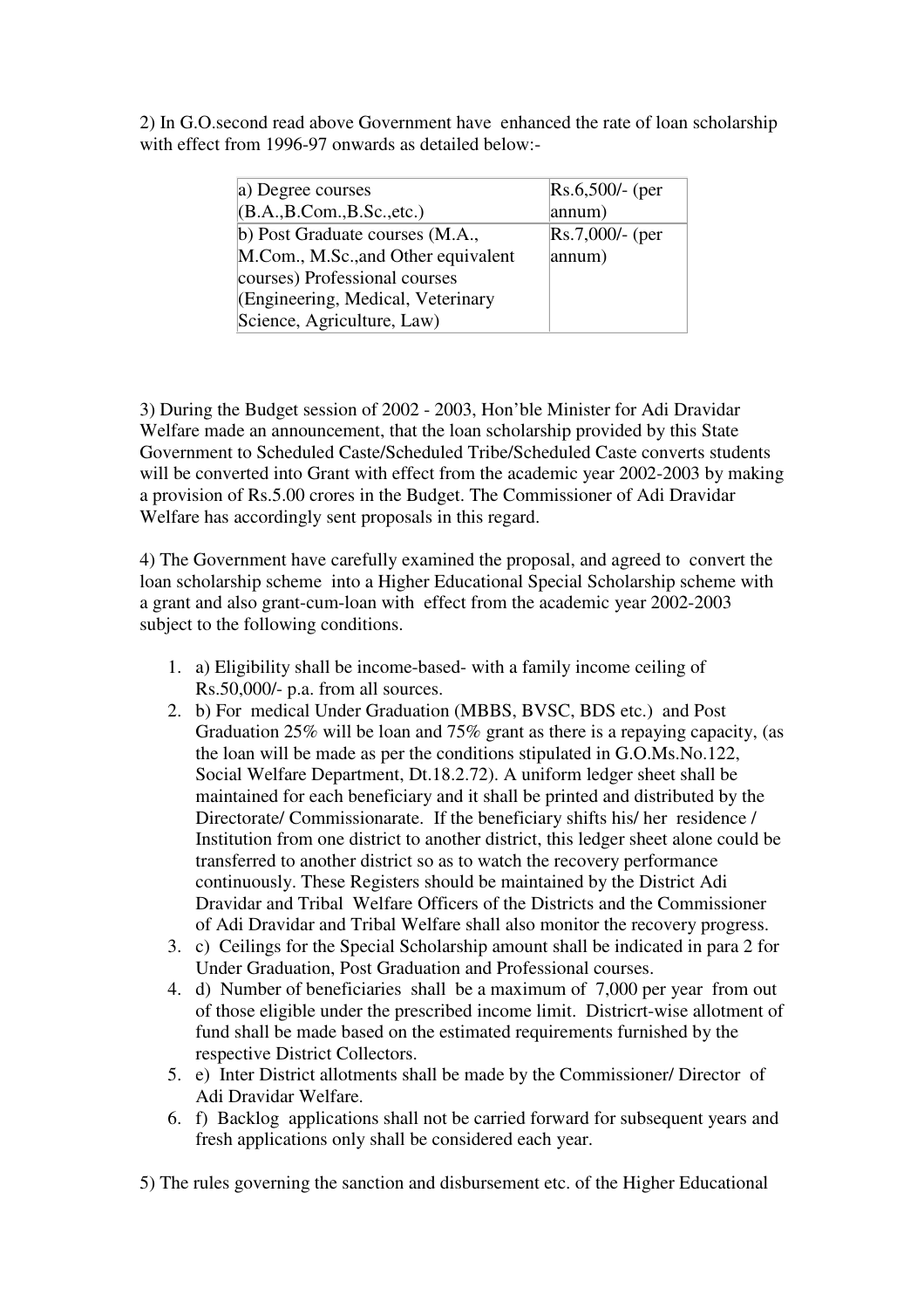2) In G.O.second read above Government have enhanced the rate of loan scholarship with effect from 1996-97 onwards as detailed below:-

| | |
|---|---|
| a) Degree courses (B.A.,B.Com.,B.Sc.,etc.) | Rs.6,500/- (per annum) |
| b) Post Graduate courses (M.A., M.Com., M.Sc.,and Other equivalent courses) Professional courses (Engineering, Medical, Veterinary Science, Agriculture, Law) | Rs.7,000/- (per annum) |

3) During the Budget session of 2002 - 2003, Hon'ble Minister for Adi Dravidar Welfare made an announcement, that the loan scholarship provided by this State Government to Scheduled Caste/Scheduled Tribe/Scheduled Caste converts students will be converted into Grant with effect from the academic year 2002-2003 by making a provision of Rs.5.00 crores in the Budget. The Commissioner of Adi Dravidar Welfare has accordingly sent proposals in this regard.

4) The Government have carefully examined the proposal, and agreed to convert the loan scholarship scheme into a Higher Educational Special Scholarship scheme with a grant and also grant-cum-loan with effect from the academic year 2002-2003 subject to the following conditions.

1. a) Eligibility shall be income-based- with a family income ceiling of Rs.50,000/- p.a. from all sources.
2. b) For medical Under Graduation (MBBS, BVSC, BDS etc.) and Post Graduation 25% will be loan and 75% grant as there is a repaying capacity, (as the loan will be made as per the conditions stipulated in G.O.Ms.No.122, Social Welfare Department, Dt.18.2.72). A uniform ledger sheet shall be maintained for each beneficiary and it shall be printed and distributed by the Directorate/ Commissionarate. If the beneficiary shifts his/ her residence / Institution from one district to another district, this ledger sheet alone could be transferred to another district so as to watch the recovery performance continuously. These Registers should be maintained by the District Adi Dravidar and Tribal Welfare Officers of the Districts and the Commissioner of Adi Dravidar and Tribal Welfare shall also monitor the recovery progress.
3. c) Ceilings for the Special Scholarship amount shall be indicated in para 2 for Under Graduation, Post Graduation and Professional courses.
4. d) Number of beneficiaries shall be a maximum of 7,000 per year from out of those eligible under the prescribed income limit. Districrt-wise allotment of fund shall be made based on the estimated requirements furnished by the respective District Collectors.
5. e) Inter District allotments shall be made by the Commissioner/ Director of Adi Dravidar Welfare.
6. f) Backlog applications shall not be carried forward for subsequent years and fresh applications only shall be considered each year.

5) The rules governing the sanction and disbursement etc. of the Higher Educational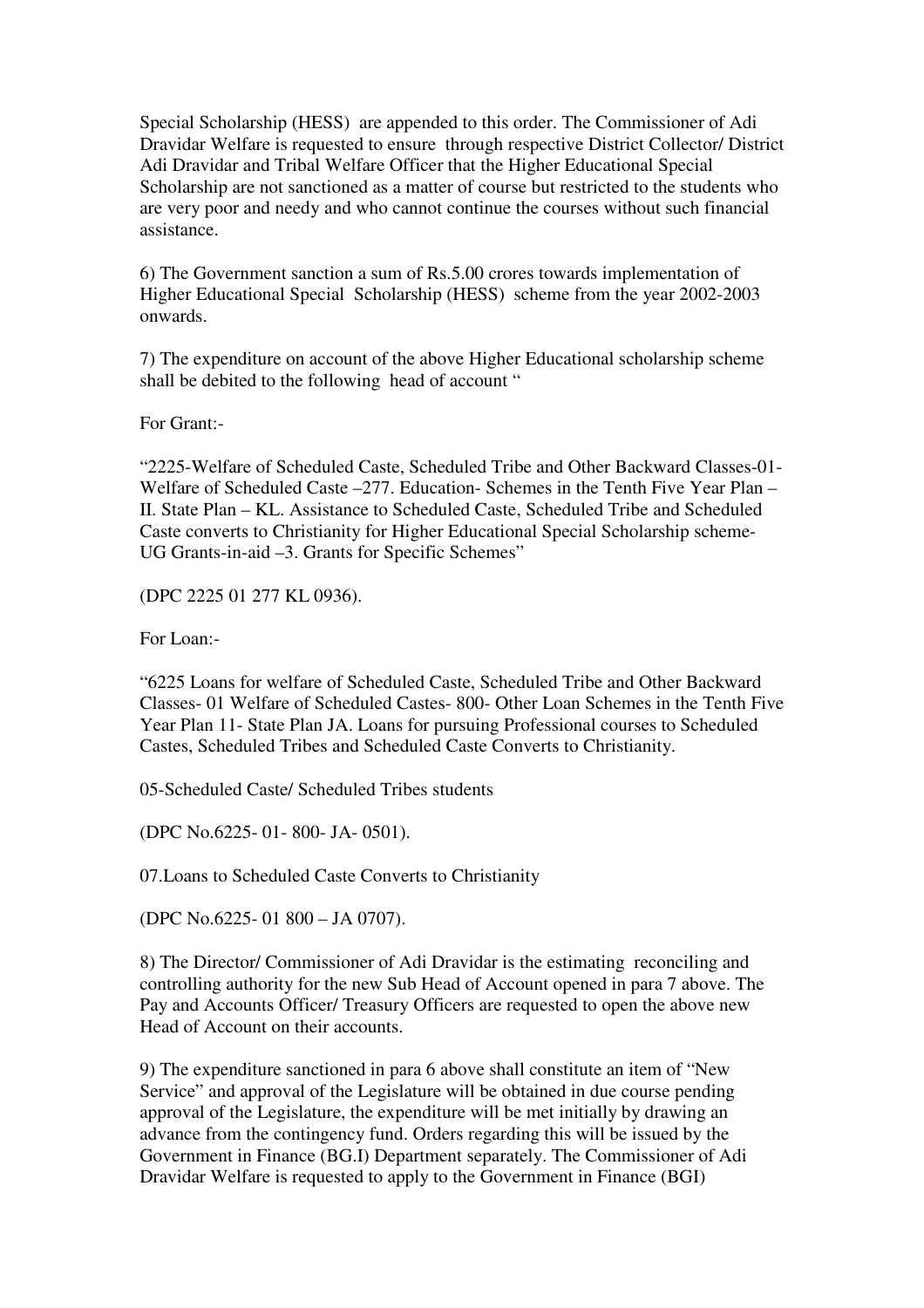Special Scholarship (HESS)  are appended to this order. The Commissioner of Adi Dravidar Welfare is requested to ensure  through respective District Collector/ District Adi Dravidar and Tribal Welfare Officer that the Higher Educational Special Scholarship are not sanctioned as a matter of course but restricted to the students who are very poor and needy and who cannot continue the courses without such financial assistance.

6) The Government sanction a sum of Rs.5.00 crores towards implementation of Higher Educational Special  Scholarship (HESS)  scheme from the year 2002-2003 onwards.

7) The expenditure on account of the above Higher Educational scholarship scheme shall be debited to the following  head of account "

For Grant:-

"2225-Welfare of Scheduled Caste, Scheduled Tribe and Other Backward Classes-01-Welfare of Scheduled Caste –277. Education- Schemes in the Tenth Five Year Plan – II. State Plan – KL. Assistance to Scheduled Caste, Scheduled Tribe and Scheduled Caste converts to Christianity for Higher Educational Special Scholarship scheme-UG Grants-in-aid –3. Grants for Specific Schemes"

(DPC 2225 01 277 KL 0936).

For Loan:-

"6225 Loans for welfare of Scheduled Caste, Scheduled Tribe and Other Backward Classes- 01 Welfare of Scheduled Castes- 800- Other Loan Schemes in the Tenth Five Year Plan 11- State Plan JA. Loans for pursuing Professional courses to Scheduled Castes, Scheduled Tribes and Scheduled Caste Converts to Christianity.

05-Scheduled Caste/ Scheduled Tribes students

(DPC No.6225- 01- 800- JA- 0501).

07.Loans to Scheduled Caste Converts to Christianity

(DPC No.6225- 01 800 – JA 0707).

8) The Director/ Commissioner of Adi Dravidar is the estimating  reconciling and controlling authority for the new Sub Head of Account opened in para 7 above. The Pay and Accounts Officer/ Treasury Officers are requested to open the above new Head of Account on their accounts.

9) The expenditure sanctioned in para 6 above shall constitute an item of "New Service" and approval of the Legislature will be obtained in due course pending approval of the Legislature, the expenditure will be met initially by drawing an advance from the contingency fund. Orders regarding this will be issued by the Government in Finance (BG.I) Department separately. The Commissioner of Adi Dravidar Welfare is requested to apply to the Government in Finance (BGI)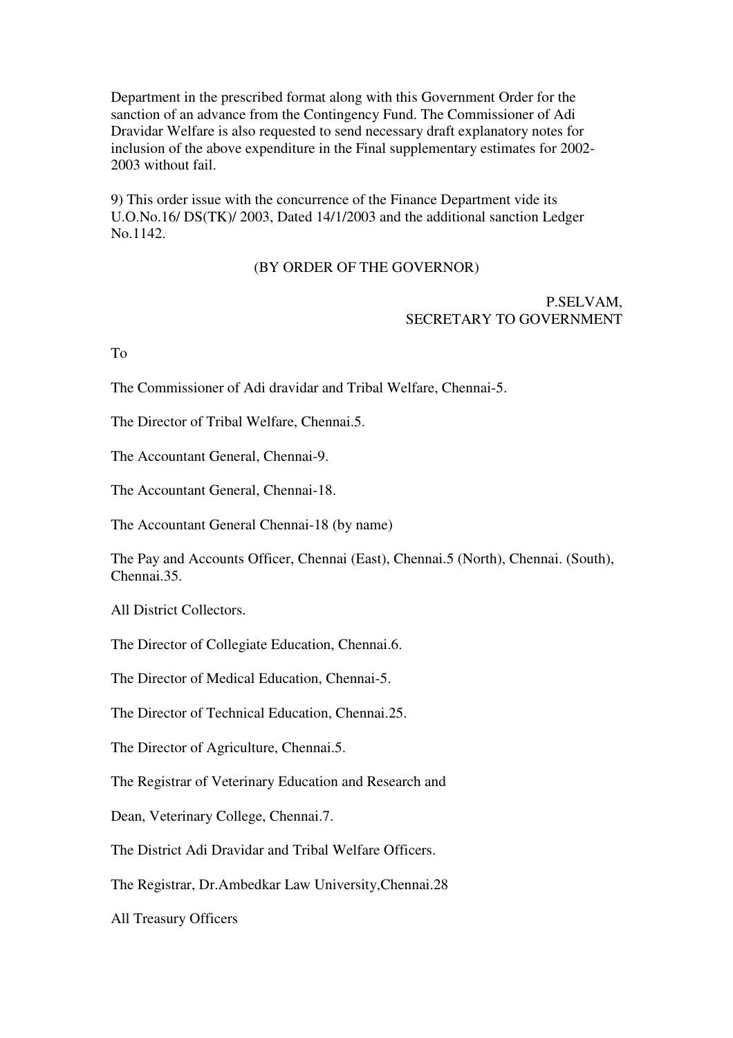Department in the prescribed format along with this Government Order for the sanction of an advance from the Contingency Fund. The Commissioner of Adi Dravidar Welfare is also requested to send necessary draft explanatory notes for inclusion of the above expenditure in the Final supplementary estimates for 2002-2003 without fail.

9) This order issue with the concurrence of the Finance Department vide its U.O.No.16/ DS(TK)/ 2003, Dated 14/1/2003 and the additional sanction Ledger No.1142.

(BY ORDER OF THE GOVERNOR)

P.SELVAM,
SECRETARY TO GOVERNMENT

To

The Commissioner of Adi dravidar and Tribal Welfare, Chennai-5.

The Director of Tribal Welfare, Chennai.5.

The Accountant General, Chennai-9.

The Accountant General, Chennai-18.

The Accountant General Chennai-18 (by name)

The Pay and Accounts Officer, Chennai (East), Chennai.5 (North), Chennai. (South), Chennai.35.

All District Collectors.

The Director of Collegiate Education, Chennai.6.

The Director of Medical Education, Chennai-5.

The Director of Technical Education, Chennai.25.

The Director of Agriculture, Chennai.5.

The Registrar of Veterinary Education and Research and

Dean, Veterinary College, Chennai.7.

The District Adi Dravidar and Tribal Welfare Officers.

The Registrar, Dr.Ambedkar Law University,Chennai.28

All Treasury Officers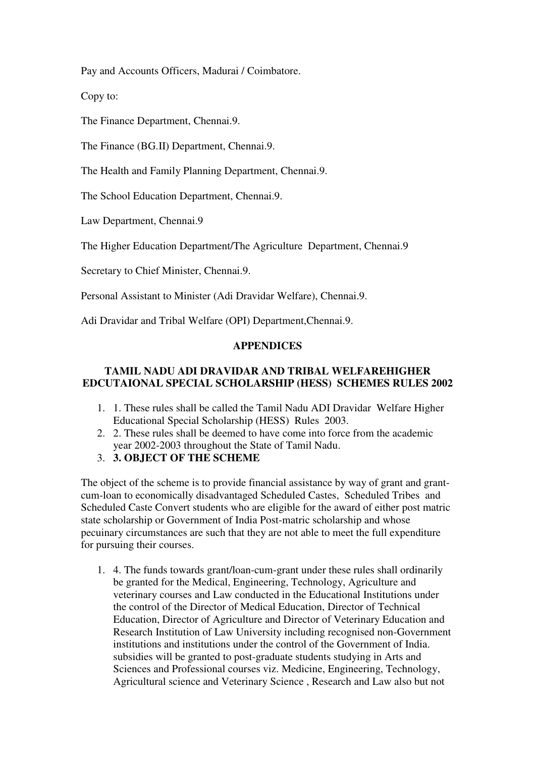Pay and Accounts Officers, Madurai / Coimbatore.

Copy to:

The Finance Department, Chennai.9.

The Finance (BG.II) Department, Chennai.9.

The Health and Family Planning Department, Chennai.9.

The School Education Department, Chennai.9.

Law Department, Chennai.9

The Higher Education Department/The Agriculture Department, Chennai.9

Secretary to Chief Minister, Chennai.9.

Personal Assistant to Minister (Adi Dravidar Welfare), Chennai.9.

Adi Dravidar and Tribal Welfare (OPI) Department,Chennai.9.

**APPENDICES**

**TAMIL NADU ADI DRAVIDAR AND TRIBAL WELFAREHIGHER EDCUTAIONAL SPECIAL SCHOLARSHIP (HESS) SCHEMES RULES 2002**

1. 1. These rules shall be called the Tamil Nadu ADI Dravidar Welfare Higher Educational Special Scholarship (HESS) Rules 2003.
2. 2. These rules shall be deemed to have come into force from the academic year 2002-2003 throughout the State of Tamil Nadu.
3. **3. OBJECT OF THE SCHEME**

The object of the scheme is to provide financial assistance by way of grant and grant-cum-loan to economically disadvantaged Scheduled Castes, Scheduled Tribes and Scheduled Caste Convert students who are eligible for the award of either post matric state scholarship or Government of India Post-matric scholarship and whose pecuniary circumstances are such that they are not able to meet the full expenditure for pursuing their courses.

1. 4. The funds towards grant/loan-cum-grant under these rules shall ordinarily be granted for the Medical, Engineering, Technology, Agriculture and veterinary courses and Law conducted in the Educational Institutions under the control of the Director of Medical Education, Director of Technical Education, Director of Agriculture and Director of Veterinary Education and Research Institution of Law University including recognised non-Government institutions and institutions under the control of the Government of India. subsidies will be granted to post-graduate students studying in Arts and Sciences and Professional courses viz. Medicine, Engineering, Technology, Agricultural science and Veterinary Science , Research and Law also but not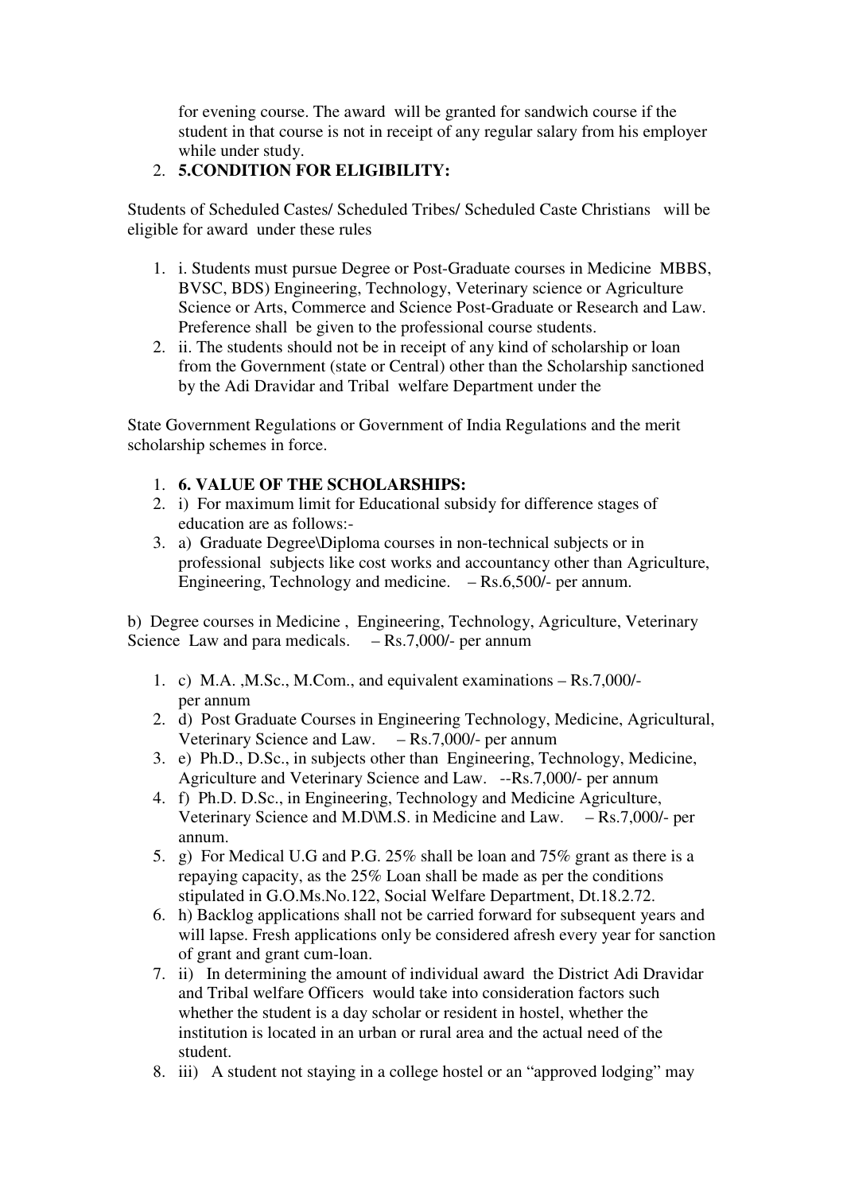for evening course. The award will be granted for sandwich course if the student in that course is not in receipt of any regular salary from his employer while under study.

2. **5.CONDITION FOR ELIGIBILITY:**

Students of Scheduled Castes/ Scheduled Tribes/ Scheduled Caste Christians will be eligible for award under these rules

1. i. Students must pursue Degree or Post-Graduate courses in Medicine MBBS, BVSC, BDS) Engineering, Technology, Veterinary science or Agriculture Science or Arts, Commerce and Science Post-Graduate or Research and Law. Preference shall be given to the professional course students.
2. ii. The students should not be in receipt of any kind of scholarship or loan from the Government (state or Central) other than the Scholarship sanctioned by the Adi Dravidar and Tribal welfare Department under the

State Government Regulations or Government of India Regulations and the merit scholarship schemes in force.

1. **6. VALUE OF THE SCHOLARSHIPS:**
2. i) For maximum limit for Educational subsidy for difference stages of education are as follows:-
3. a) Graduate Degree\Diploma courses in non-technical subjects or in professional subjects like cost works and accountancy other than Agriculture, Engineering, Technology and medicine. – Rs.6,500/- per annum.

b) Degree courses in Medicine , Engineering, Technology, Agriculture, Veterinary Science Law and para medicals. – Rs.7,000/- per annum

1. c) M.A. ,M.Sc., M.Com., and equivalent examinations – Rs.7,000/- per annum
2. d) Post Graduate Courses in Engineering Technology, Medicine, Agricultural, Veterinary Science and Law. – Rs.7,000/- per annum
3. e) Ph.D., D.Sc., in subjects other than Engineering, Technology, Medicine, Agriculture and Veterinary Science and Law. --Rs.7,000/- per annum
4. f) Ph.D. D.Sc., in Engineering, Technology and Medicine Agriculture, Veterinary Science and M.D\M.S. in Medicine and Law. – Rs.7,000/- per annum.
5. g) For Medical U.G and P.G. 25% shall be loan and 75% grant as there is a repaying capacity, as the 25% Loan shall be made as per the conditions stipulated in G.O.Ms.No.122, Social Welfare Department, Dt.18.2.72.
6. h) Backlog applications shall not be carried forward for subsequent years and will lapse. Fresh applications only be considered afresh every year for sanction of grant and grant cum-loan.
7. ii) In determining the amount of individual award the District Adi Dravidar and Tribal welfare Officers would take into consideration factors such whether the student is a day scholar or resident in hostel, whether the institution is located in an urban or rural area and the actual need of the student.
8. iii) A student not staying in a college hostel or an "approved lodging" may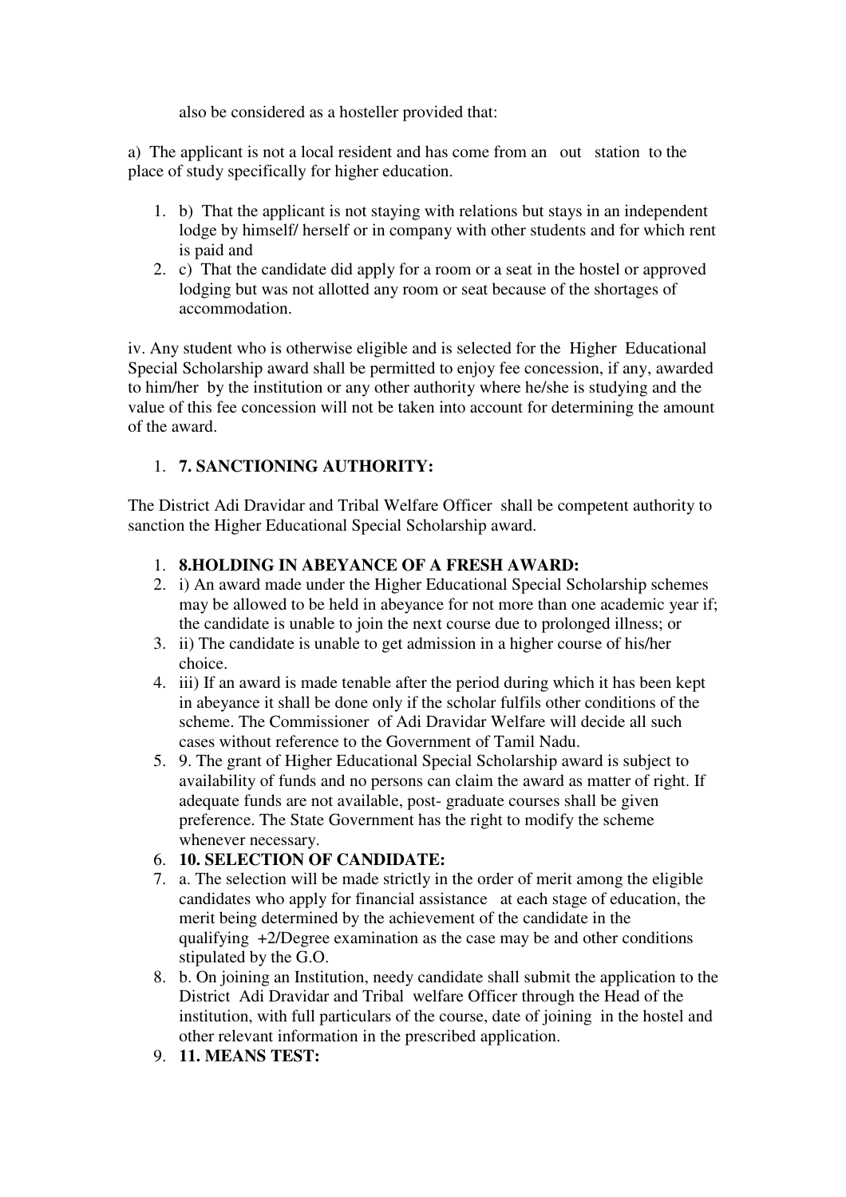also be considered as a hosteller provided that:

a) The applicant is not a local resident and has come from an out station to the place of study specifically for higher education.

1. b) That the applicant is not staying with relations but stays in an independent lodge by himself/ herself or in company with other students and for which rent is paid and
2. c) That the candidate did apply for a room or a seat in the hostel or approved lodging but was not allotted any room or seat because of the shortages of accommodation.

iv. Any student who is otherwise eligible and is selected for the Higher Educational Special Scholarship award shall be permitted to enjoy fee concession, if any, awarded to him/her by the institution or any other authority where he/she is studying and the value of this fee concession will not be taken into account for determining the amount of the award.

1. **7. SANCTIONING AUTHORITY:**

The District Adi Dravidar and Tribal Welfare Officer shall be competent authority to sanction the Higher Educational Special Scholarship award.

1. **8.HOLDING IN ABEYANCE OF A FRESH AWARD:**
2. i) An award made under the Higher Educational Special Scholarship schemes may be allowed to be held in abeyance for not more than one academic year if; the candidate is unable to join the next course due to prolonged illness; or
3. ii) The candidate is unable to get admission in a higher course of his/her choice.
4. iii) If an award is made tenable after the period during which it has been kept in abeyance it shall be done only if the scholar fulfils other conditions of the scheme. The Commissioner of Adi Dravidar Welfare will decide all such cases without reference to the Government of Tamil Nadu.
5. 9. The grant of Higher Educational Special Scholarship award is subject to availability of funds and no persons can claim the award as matter of right. If adequate funds are not available, post- graduate courses shall be given preference. The State Government has the right to modify the scheme whenever necessary.
6. **10. SELECTION OF CANDIDATE:**
7. a. The selection will be made strictly in the order of merit among the eligible candidates who apply for financial assistance at each stage of education, the merit being determined by the achievement of the candidate in the qualifying +2/Degree examination as the case may be and other conditions stipulated by the G.O.
8. b. On joining an Institution, needy candidate shall submit the application to the District Adi Dravidar and Tribal welfare Officer through the Head of the institution, with full particulars of the course, date of joining in the hostel and other relevant information in the prescribed application.
9. **11. MEANS TEST:**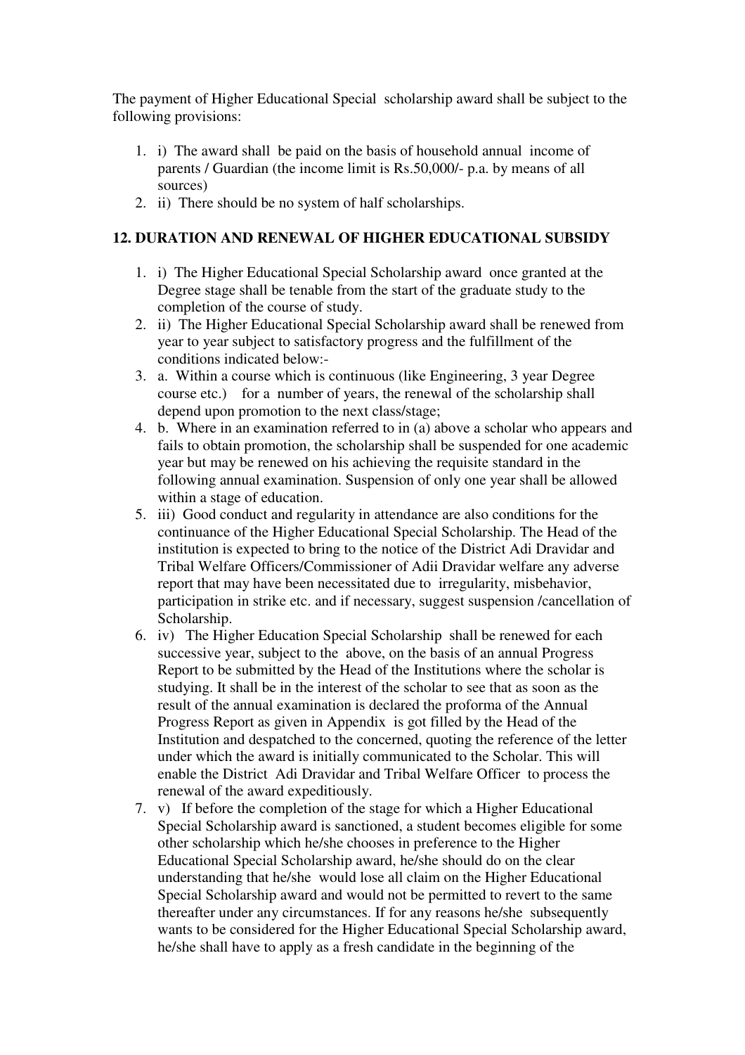The payment of Higher Educational Special scholarship award shall be subject to the following provisions:

1. i) The award shall be paid on the basis of household annual income of parents / Guardian (the income limit is Rs.50,000/- p.a. by means of all sources)
2. ii) There should be no system of half scholarships.

## 12. DURATION AND RENEWAL OF HIGHER EDUCATIONAL SUBSIDY

1. i) The Higher Educational Special Scholarship award once granted at the Degree stage shall be tenable from the start of the graduate study to the completion of the course of study.
2. ii) The Higher Educational Special Scholarship award shall be renewed from year to year subject to satisfactory progress and the fulfillment of the conditions indicated below:-
3. a. Within a course which is continuous (like Engineering, 3 year Degree course etc.) for a number of years, the renewal of the scholarship shall depend upon promotion to the next class/stage;
4. b. Where in an examination referred to in (a) above a scholar who appears and fails to obtain promotion, the scholarship shall be suspended for one academic year but may be renewed on his achieving the requisite standard in the following annual examination. Suspension of only one year shall be allowed within a stage of education.
5. iii) Good conduct and regularity in attendance are also conditions for the continuance of the Higher Educational Special Scholarship. The Head of the institution is expected to bring to the notice of the District Adi Dravidar and Tribal Welfare Officers/Commissioner of Adii Dravidar welfare any adverse report that may have been necessitated due to irregularity, misbehavior, participation in strike etc. and if necessary, suggest suspension /cancellation of Scholarship.
6. iv) The Higher Education Special Scholarship shall be renewed for each successive year, subject to the above, on the basis of an annual Progress Report to be submitted by the Head of the Institutions where the scholar is studying. It shall be in the interest of the scholar to see that as soon as the result of the annual examination is declared the proforma of the Annual Progress Report as given in Appendix is got filled by the Head of the Institution and despatched to the concerned, quoting the reference of the letter under which the award is initially communicated to the Scholar. This will enable the District Adi Dravidar and Tribal Welfare Officer to process the renewal of the award expeditiously.
7. v) If before the completion of the stage for which a Higher Educational Special Scholarship award is sanctioned, a student becomes eligible for some other scholarship which he/she chooses in preference to the Higher Educational Special Scholarship award, he/she should do on the clear understanding that he/she would lose all claim on the Higher Educational Special Scholarship award and would not be permitted to revert to the same thereafter under any circumstances. If for any reasons he/she subsequently wants to be considered for the Higher Educational Special Scholarship award, he/she shall have to apply as a fresh candidate in the beginning of the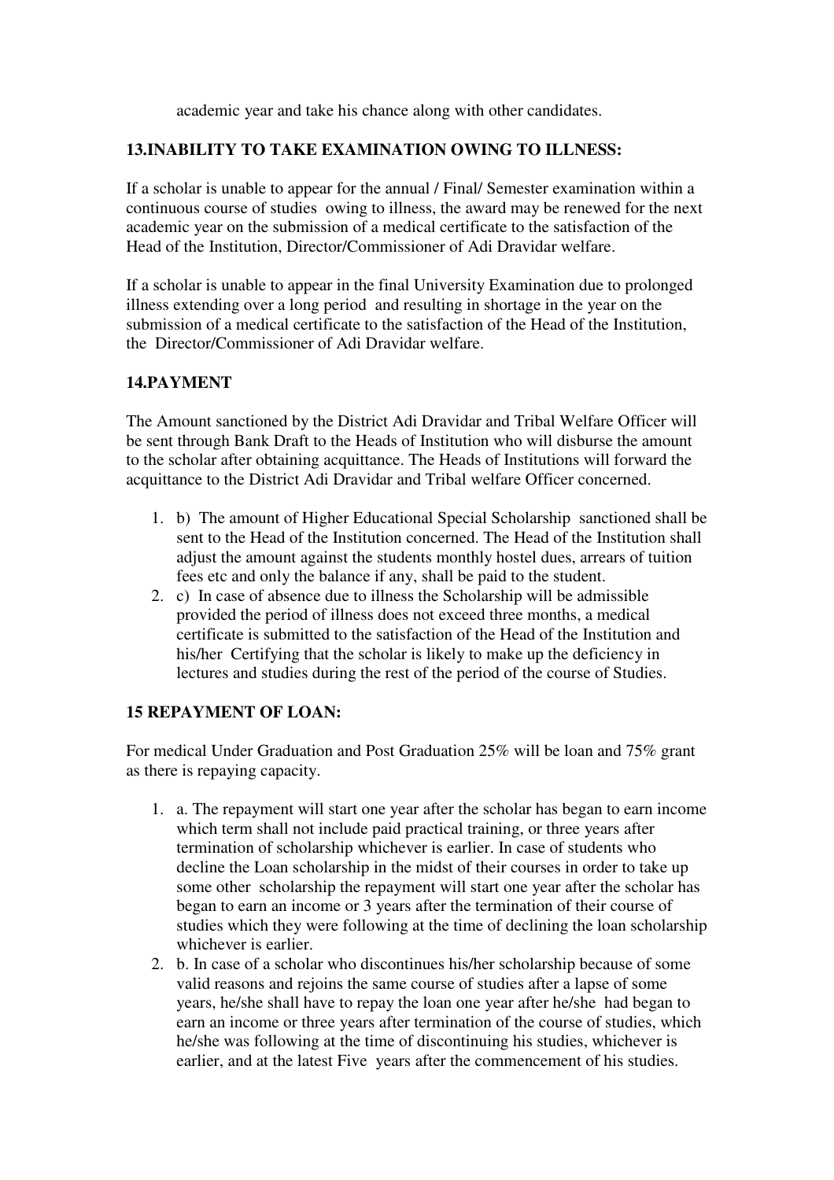academic year and take his chance along with other candidates.

**13.INABILITY TO TAKE EXAMINATION OWING TO ILLNESS:**

If a scholar is unable to appear for the annual / Final/ Semester examination within a continuous course of studies owing to illness, the award may be renewed for the next academic year on the submission of a medical certificate to the satisfaction of the Head of the Institution, Director/Commissioner of Adi Dravidar welfare.

If a scholar is unable to appear in the final University Examination due to prolonged illness extending over a long period and resulting in shortage in the year on the submission of a medical certificate to the satisfaction of the Head of the Institution, the Director/Commissioner of Adi Dravidar welfare.

**14.PAYMENT**

The Amount sanctioned by the District Adi Dravidar and Tribal Welfare Officer will be sent through Bank Draft to the Heads of Institution who will disburse the amount to the scholar after obtaining acquittance. The Heads of Institutions will forward the acquittance to the District Adi Dravidar and Tribal welfare Officer concerned.

1. b) The amount of Higher Educational Special Scholarship sanctioned shall be sent to the Head of the Institution concerned. The Head of the Institution shall adjust the amount against the students monthly hostel dues, arrears of tuition fees etc and only the balance if any, shall be paid to the student.
2. c) In case of absence due to illness the Scholarship will be admissible provided the period of illness does not exceed three months, a medical certificate is submitted to the satisfaction of the Head of the Institution and his/her Certifying that the scholar is likely to make up the deficiency in lectures and studies during the rest of the period of the course of Studies.

**15 REPAYMENT OF LOAN:**

For medical Under Graduation and Post Graduation 25% will be loan and 75% grant as there is repaying capacity.

1. a. The repayment will start one year after the scholar has began to earn income which term shall not include paid practical training, or three years after termination of scholarship whichever is earlier. In case of students who decline the Loan scholarship in the midst of their courses in order to take up some other scholarship the repayment will start one year after the scholar has began to earn an income or 3 years after the termination of their course of studies which they were following at the time of declining the loan scholarship whichever is earlier.
2. b. In case of a scholar who discontinues his/her scholarship because of some valid reasons and rejoins the same course of studies after a lapse of some years, he/she shall have to repay the loan one year after he/she had began to earn an income or three years after termination of the course of studies, which he/she was following at the time of discontinuing his studies, whichever is earlier, and at the latest Five years after the commencement of his studies.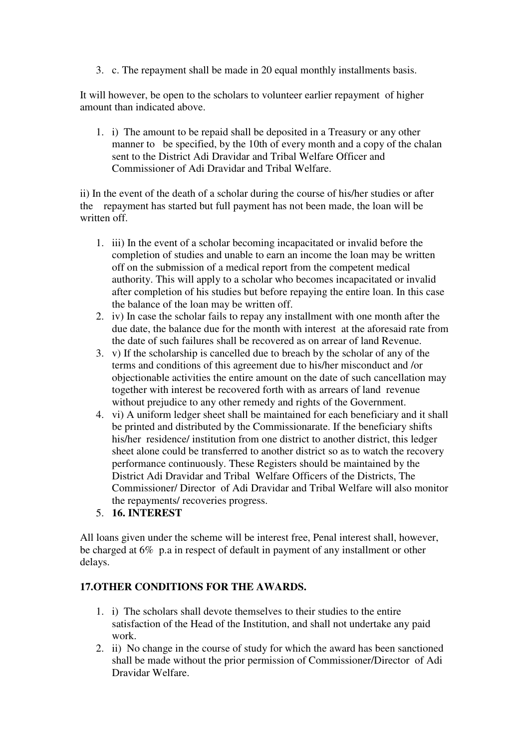3. c. The repayment shall be made in 20 equal monthly installments basis.

It will however, be open to the scholars to volunteer earlier repayment of higher amount than indicated above.

1. i) The amount to be repaid shall be deposited in a Treasury or any other manner to be specified, by the 10th of every month and a copy of the chalan sent to the District Adi Dravidar and Tribal Welfare Officer and Commissioner of Adi Dravidar and Tribal Welfare.

ii) In the event of the death of a scholar during the course of his/her studies or after the repayment has started but full payment has not been made, the loan will be written off.

1. iii) In the event of a scholar becoming incapacitated or invalid before the completion of studies and unable to earn an income the loan may be written off on the submission of a medical report from the competent medical authority. This will apply to a scholar who becomes incapacitated or invalid after completion of his studies but before repaying the entire loan. In this case the balance of the loan may be written off.
2. iv) In case the scholar fails to repay any installment with one month after the due date, the balance due for the month with interest at the aforesaid rate from the date of such failures shall be recovered as on arrear of land Revenue.
3. v) If the scholarship is cancelled due to breach by the scholar of any of the terms and conditions of this agreement due to his/her misconduct and /or objectionable activities the entire amount on the date of such cancellation may together with interest be recovered forth with as arrears of land revenue without prejudice to any other remedy and rights of the Government.
4. vi) A uniform ledger sheet shall be maintained for each beneficiary and it shall be printed and distributed by the Commissionarate. If the beneficiary shifts his/her residence/ institution from one district to another district, this ledger sheet alone could be transferred to another district so as to watch the recovery performance continuously. These Registers should be maintained by the District Adi Dravidar and Tribal Welfare Officers of the Districts, The Commissioner/ Director of Adi Dravidar and Tribal Welfare will also monitor the repayments/ recoveries progress.
5. **16. INTEREST**

All loans given under the scheme will be interest free, Penal interest shall, however, be charged at 6% p.a in respect of default in payment of any installment or other delays.

**17.OTHER CONDITIONS FOR THE AWARDS.**

1. i) The scholars shall devote themselves to their studies to the entire satisfaction of the Head of the Institution, and shall not undertake any paid work.
2. ii) No change in the course of study for which the award has been sanctioned shall be made without the prior permission of Commissioner/Director of Adi Dravidar Welfare.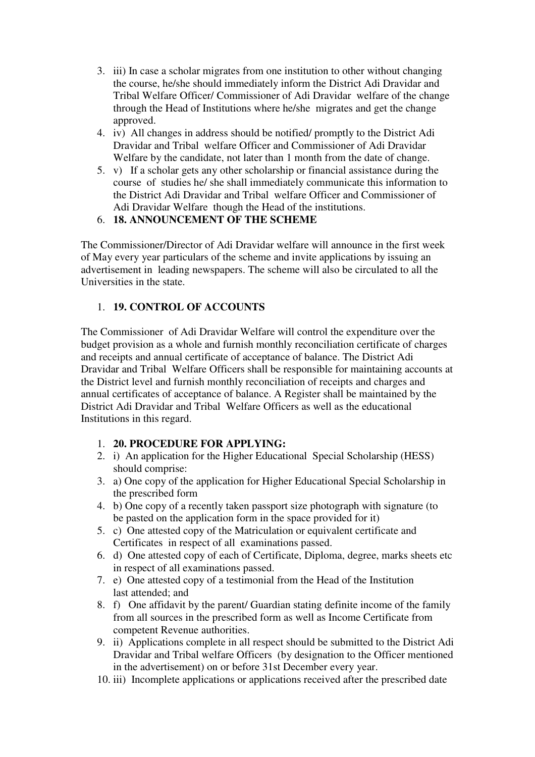3. iii) In case a scholar migrates from one institution to other without changing the course, he/she should immediately inform the District Adi Dravidar and Tribal Welfare Officer/ Commissioner of Adi Dravidar welfare of the change through the Head of Institutions where he/she migrates and get the change approved.
4. iv) All changes in address should be notified/ promptly to the District Adi Dravidar and Tribal welfare Officer and Commissioner of Adi Dravidar Welfare by the candidate, not later than 1 month from the date of change.
5. v) If a scholar gets any other scholarship or financial assistance during the course of studies he/ she shall immediately communicate this information to the District Adi Dravidar and Tribal welfare Officer and Commissioner of Adi Dravidar Welfare though the Head of the institutions.
6. **18. ANNOUNCEMENT OF THE SCHEME**

The Commissioner/Director of Adi Dravidar welfare will announce in the first week of May every year particulars of the scheme and invite applications by issuing an advertisement in leading newspapers. The scheme will also be circulated to all the Universities in the state.

1. **19. CONTROL OF ACCOUNTS**

The Commissioner of Adi Dravidar Welfare will control the expenditure over the budget provision as a whole and furnish monthly reconciliation certificate of charges and receipts and annual certificate of acceptance of balance. The District Adi Dravidar and Tribal Welfare Officers shall be responsible for maintaining accounts at the District level and furnish monthly reconciliation of receipts and charges and annual certificates of acceptance of balance. A Register shall be maintained by the District Adi Dravidar and Tribal Welfare Officers as well as the educational Institutions in this regard.

1. **20. PROCEDURE FOR APPLYING:**
2. i) An application for the Higher Educational Special Scholarship (HESS) should comprise:
3. a) One copy of the application for Higher Educational Special Scholarship in the prescribed form
4. b) One copy of a recently taken passport size photograph with signature (to be pasted on the application form in the space provided for it)
5. c) One attested copy of the Matriculation or equivalent certificate and Certificates in respect of all examinations passed.
6. d) One attested copy of each of Certificate, Diploma, degree, marks sheets etc in respect of all examinations passed.
7. e) One attested copy of a testimonial from the Head of the Institution last attended; and
8. f) One affidavit by the parent/ Guardian stating definite income of the family from all sources in the prescribed form as well as Income Certificate from competent Revenue authorities.
9. ii) Applications complete in all respect should be submitted to the District Adi Dravidar and Tribal welfare Officers (by designation to the Officer mentioned in the advertisement) on or before 31st December every year.
10. iii) Incomplete applications or applications received after the prescribed date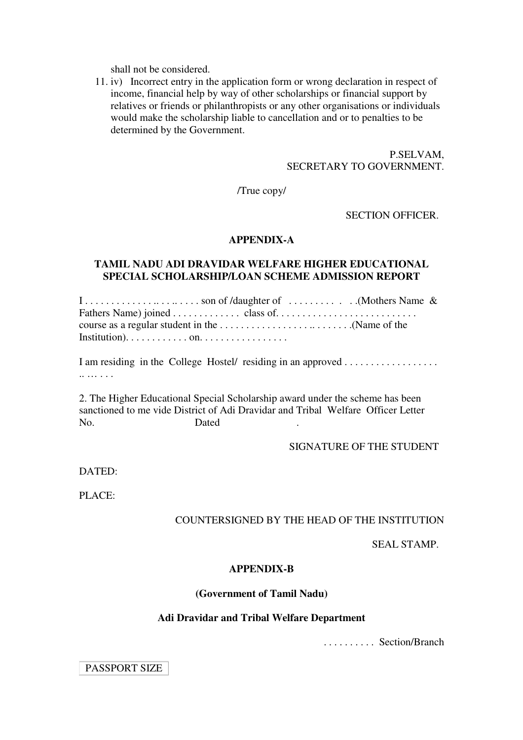shall not be considered.

11. iv) Incorrect entry in the application form or wrong declaration in respect of income, financial help by way of other scholarships or financial support by relatives or friends or philanthropists or any other organisations or individuals would make the scholarship liable to cancellation and or to penalties to be determined by the Government.

P.SELVAM,
SECRETARY TO GOVERNMENT.

/True copy/

SECTION OFFICER.

## APPENDIX-A

### TAMIL NADU ADI DRAVIDAR WELFARE HIGHER EDUCATIONAL SPECIAL SCHOLARSHIP/LOAN SCHEME ADMISSION REPORT

I . . . . . . . . . . . . .. . . .. . . . . son of /daughter of . . . . . . . . . . . .(Mothers Name & Fathers Name) joined . . . . . . . . . . . . . class of. . . . . . . . . . . . . . . . . . . . . . . . . . . course as a regular student in the . . . . . . . . . . . . . . . . . . .. . . . . . . .(Name of the Institution). . . . . . . . . . . . on. . . . . . . . . . . . . . . . .

I am residing in the College Hostel/ residing in an approved . . . . . . . . . . . . . . . . . . .. … . . .

2. The Higher Educational Special Scholarship award under the scheme has been sanctioned to me vide District of Adi Dravidar and Tribal Welfare Officer Letter No. Dated .

SIGNATURE OF THE STUDENT

DATED:

PLACE:

COUNTERSIGNED BY THE HEAD OF THE INSTITUTION

SEAL STAMP.

## APPENDIX-B

**(Government of Tamil Nadu)**

**Adi Dravidar and Tribal Welfare Department**

. . . . . . . . . . Section/Branch

PASSPORT SIZE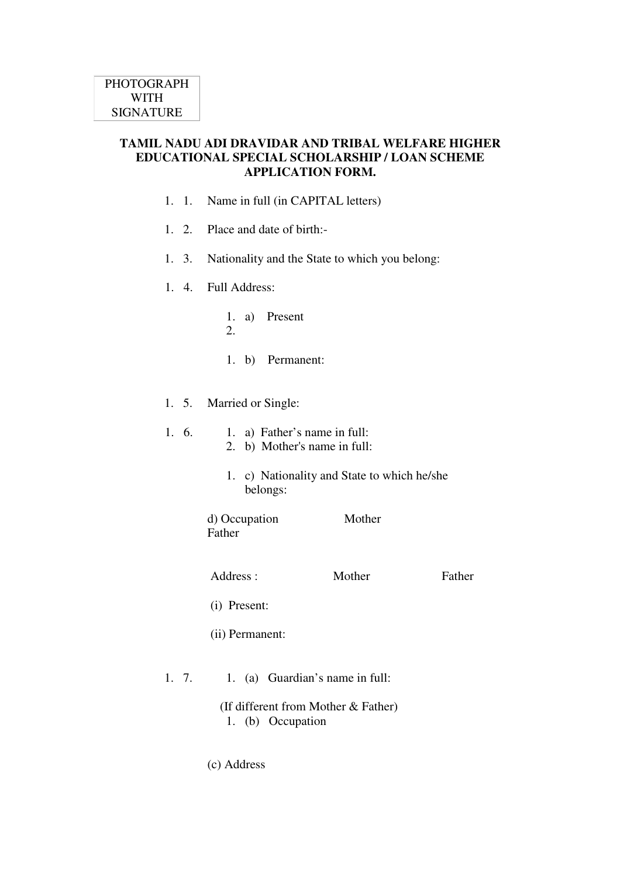PHOTOGRAPH
WITH
SIGNATURE

**TAMIL NADU ADI DRAVIDAR AND TRIBAL WELFARE HIGHER EDUCATIONAL SPECIAL SCHOLARSHIP / LOAN SCHEME APPLICATION FORM.**

1. 1. Name in full (in CAPITAL letters)

1. 2. Place and date of birth:-

1. 3. Nationality and the State to which you belong:

1. 4. Full Address:

   1. a) Present
   2.

   1. b) Permanent:

1. 5. Married or Single:

1. 6.
   1. a) Father's name in full:
   2. b) Mother's name in full:

   1. c) Nationality and State to which he/she belongs:

   d) Occupation Mother
   Father

   Address : Mother Father

   (i) Present:

   (ii) Permanent:

1. 7.
   1. (a) Guardian's name in full:

   (If different from Mother & Father)
   1. (b) Occupation

   (c) Address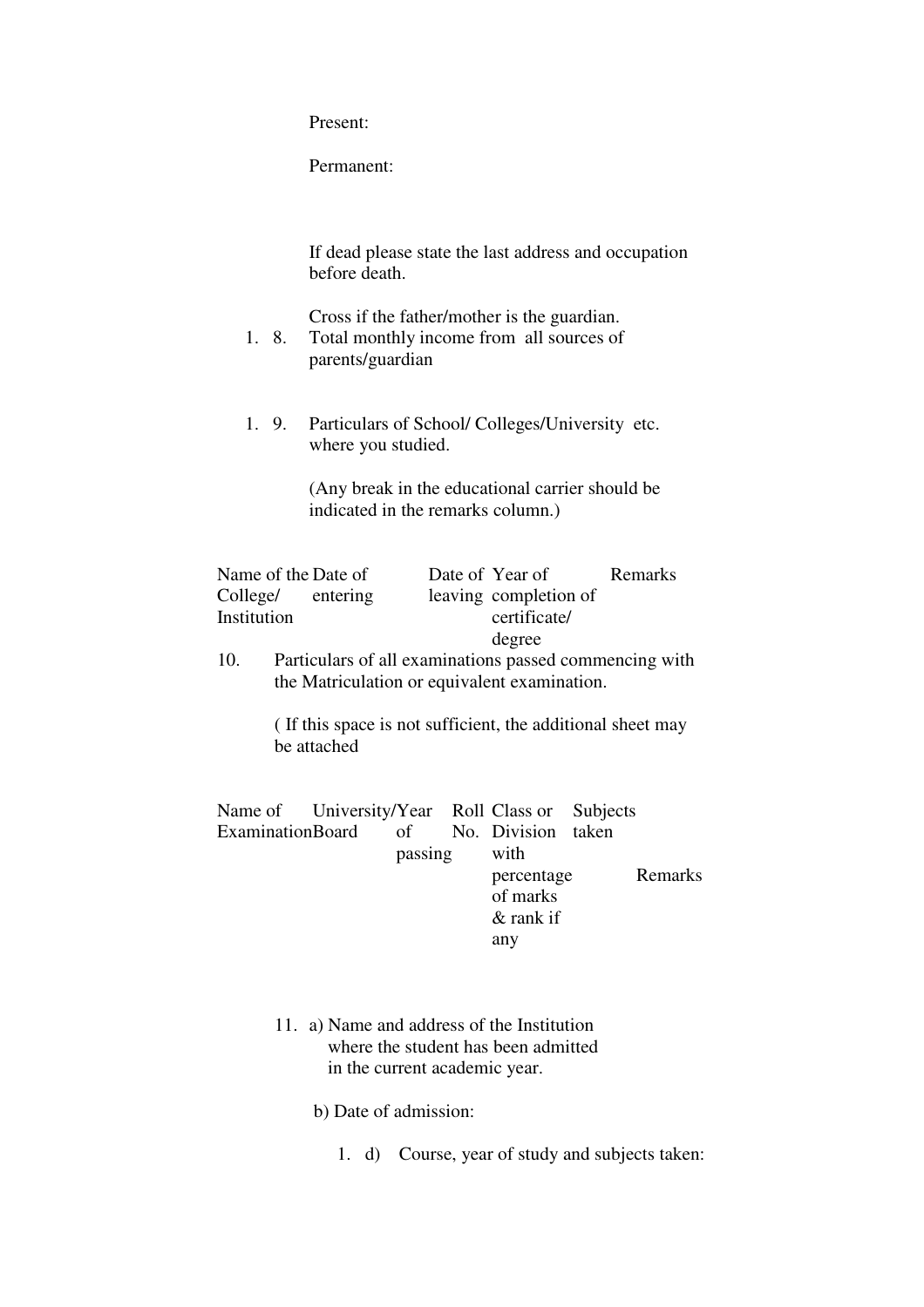Present:

Permanent:

If dead please state the last address and occupation before death.

Cross if the father/mother is the guardian.

1. 8. Total monthly income from all sources of parents/guardian

1. 9. Particulars of School/ Colleges/University etc. where you studied.

   (Any break in the educational carrier should be indicated in the remarks column.)

| Name of the College/ Institution | Date of entering | Date of leaving | Year of completion of certificate/ degree | Remarks |
|---|---|---|---|---|

10. Particulars of all examinations passed commencing with the Matriculation or equivalent examination.

    ( If this space is not sufficient, the additional sheet may be attached

| Name of Examination | University/ Board | Year of passing | Roll No. | Class or Division with percentage of marks & rank if any | Subjects taken | Remarks |
|---|---|---|---|---|---|---|

11. a) Name and address of the Institution where the student has been admitted in the current academic year.

    b) Date of admission:

    1. d) Course, year of study and subjects taken: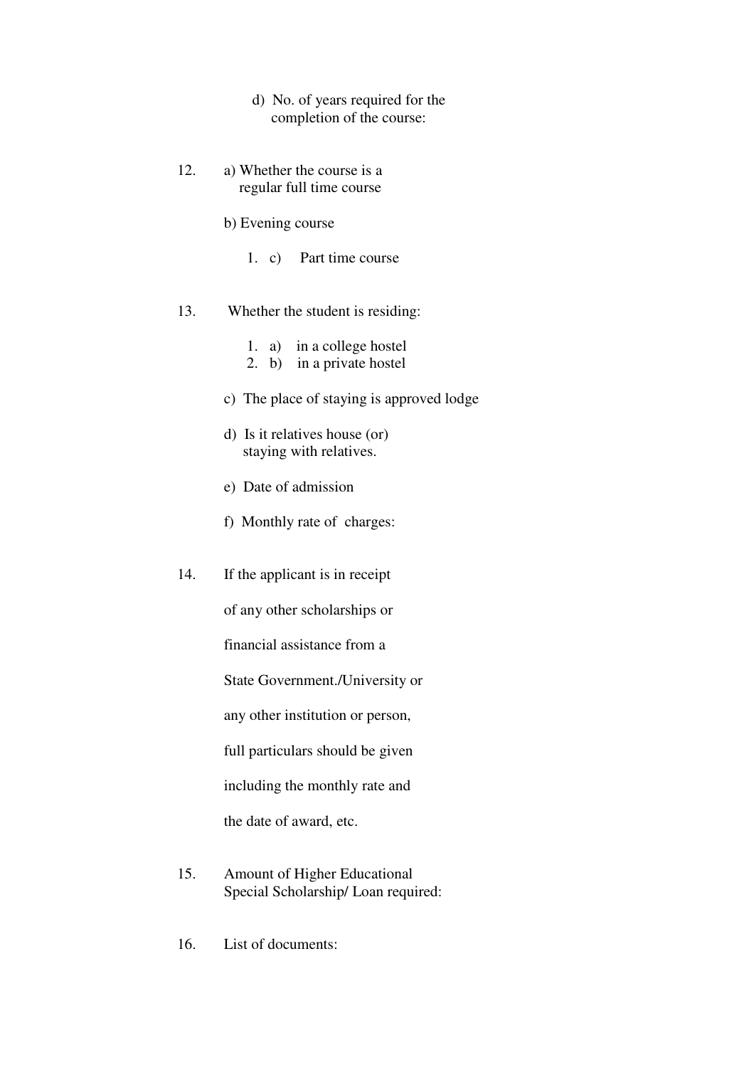d) No. of years required for the completion of the course:

12. a) Whether the course is a regular full time course

    b) Evening course

    1. c) Part time course

13. Whether the student is residing:

    1. a) in a college hostel
    2. b) in a private hostel

    c) The place of staying is approved lodge

    d) Is it relatives house (or) staying with relatives.

    e) Date of admission

    f) Monthly rate of charges:

14. If the applicant is in receipt of any other scholarships or financial assistance from a State Government./University or any other institution or person, full particulars should be given including the monthly rate and the date of award, etc.

15. Amount of Higher Educational Special Scholarship/ Loan required:

16. List of documents: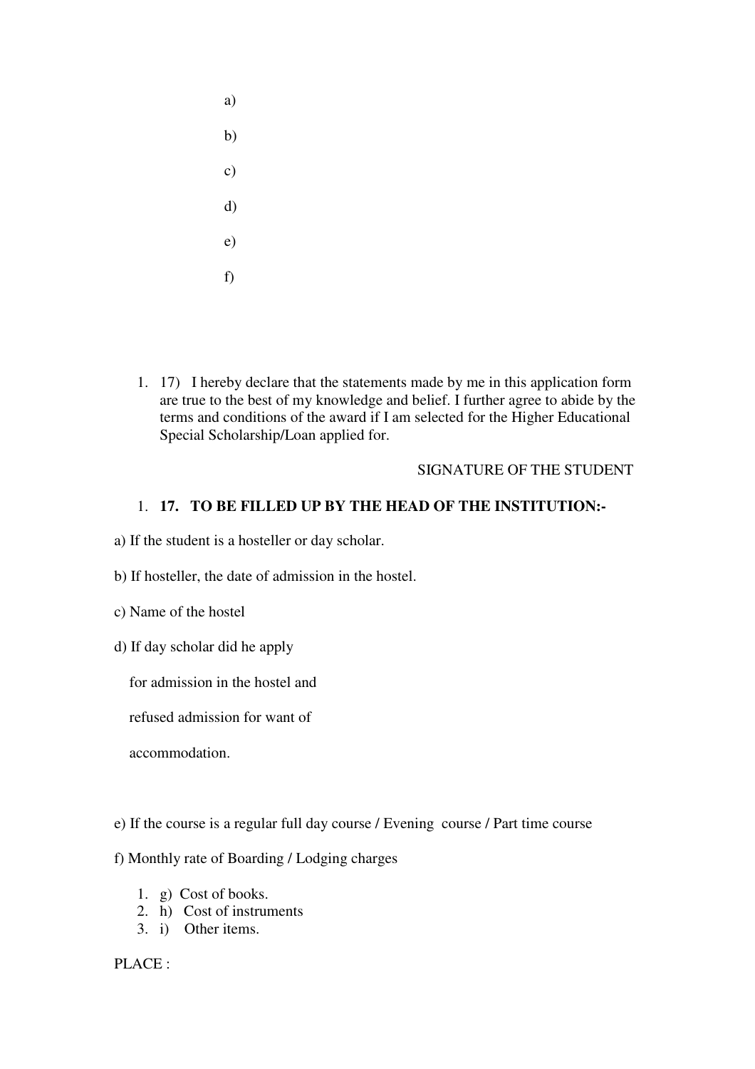a)

b)

c)

d)

e)

f)

1. 17) I hereby declare that the statements made by me in this application form are true to the best of my knowledge and belief. I further agree to abide by the terms and conditions of the award if I am selected for the Higher Educational Special Scholarship/Loan applied for.

SIGNATURE OF THE STUDENT

1. **17. TO BE FILLED UP BY THE HEAD OF THE INSTITUTION:-**

a) If the student is a hosteller or day scholar.

b) If hosteller, the date of admission in the hostel.

c) Name of the hostel

d) If day scholar did he apply

for admission in the hostel and

refused admission for want of

accommodation.

e) If the course is a regular full day course / Evening course / Part time course

f) Monthly rate of Boarding / Lodging charges

1. g) Cost of books.
2. h) Cost of instruments
3. i) Other items.

PLACE :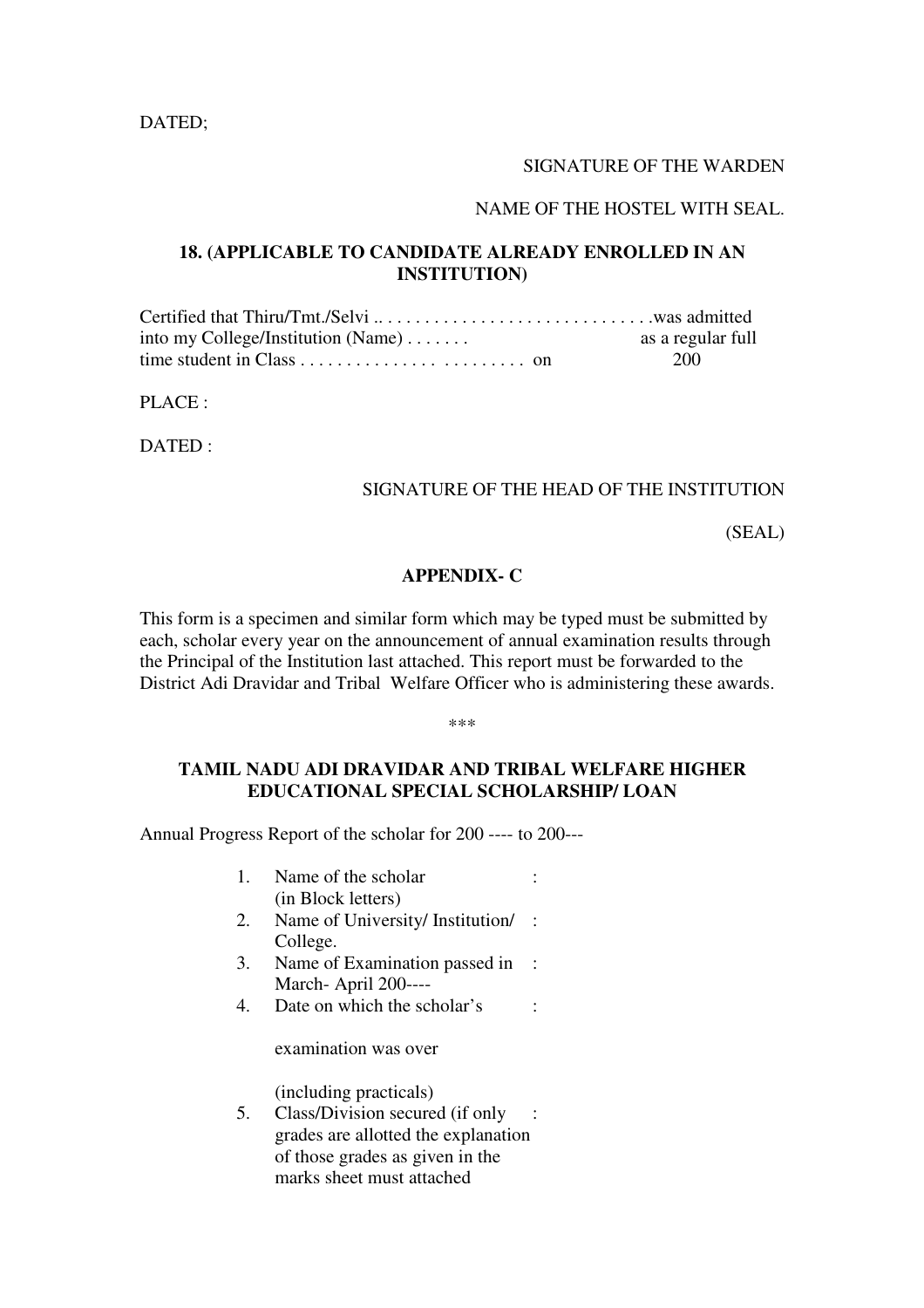DATED;

SIGNATURE OF THE WARDEN

NAME OF THE HOSTEL WITH SEAL.

**18. (APPLICABLE TO CANDIDATE ALREADY ENROLLED IN AN INSTITUTION)**

Certified that Thiru/Tmt./Selvi .. . . . . . . . . . . . . . . . . . . . . . . . . . . . . .was admitted into my College/Institution (Name) . . . . . . . as a regular full time student in Class . . . . . . . . . . . . . . . . . . . . . . . . . . . on 200

PLACE :

DATED :

SIGNATURE OF THE HEAD OF THE INSTITUTION

(SEAL)

**APPENDIX- C**

This form is a specimen and similar form which may be typed must be submitted by each, scholar every year on the announcement of annual examination results through the Principal of the Institution last attached. This report must be forwarded to the District Adi Dravidar and Tribal Welfare Officer who is administering these awards.

\*\*\*

**TAMIL NADU ADI DRAVIDAR AND TRIBAL WELFARE HIGHER EDUCATIONAL SPECIAL SCHOLARSHIP/ LOAN**

Annual Progress Report of the scholar for 200 ---- to 200---

1. Name of the scholar (in Block letters) :
2. Name of University/ Institution/ College. :
3. Name of Examination passed in March- April 200---- :
4. Date on which the scholar's examination was over (including practicals) :
5. Class/Division secured (if only grades are allotted the explanation of those grades as given in the marks sheet must attached :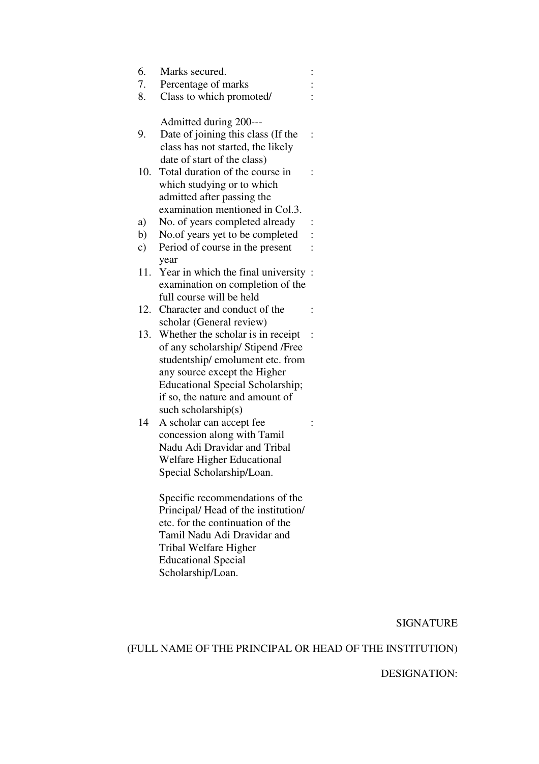6. Marks secured. :
7. Percentage of marks :
8. Class to which promoted/ :

   Admitted during 200---
9. Date of joining this class (If the class has not started, the likely date of start of the class) :
10. Total duration of the course in which studying or to which admitted after passing the examination mentioned in Col.3. :
    a) No. of years completed already :
    b) No.of years yet to be completed :
    c) Period of course in the present year :
11. Year in which the final university examination on completion of the full course will be held :
12. Character and conduct of the scholar (General review) :
13. Whether the scholar is in receipt of any scholarship/ Stipend /Free studentship/ emolument etc. from any source except the Higher Educational Special Scholarship; if so, the nature and amount of such scholarship(s) :
14. A scholar can accept fee concession along with Tamil Nadu Adi Dravidar and Tribal Welfare Higher Educational Special Scholarship/Loan. :

Specific recommendations of the Principal/ Head of the institution/ etc. for the continuation of the Tamil Nadu Adi Dravidar and Tribal Welfare Higher Educational Special Scholarship/Loan.

SIGNATURE

(FULL NAME OF THE PRINCIPAL OR HEAD OF THE INSTITUTION)

DESIGNATION: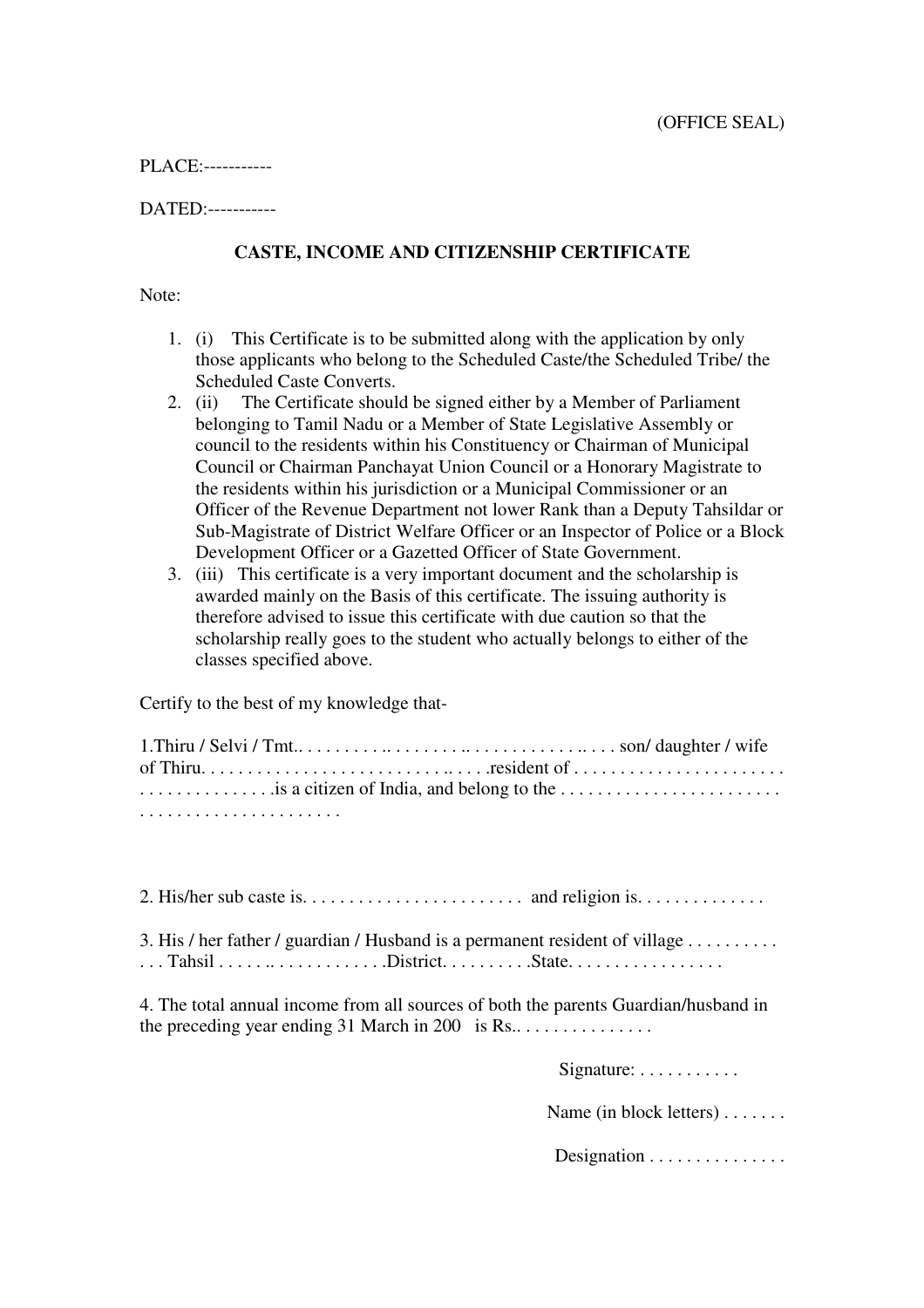(OFFICE SEAL)

PLACE:-----------

DATED:-----------

## CASTE, INCOME AND CITIZENSHIP CERTIFICATE

Note:

1. (i) This Certificate is to be submitted along with the application by only those applicants who belong to the Scheduled Caste/the Scheduled Tribe/ the Scheduled Caste Converts.
2. (ii) The Certificate should be signed either by a Member of Parliament belonging to Tamil Nadu or a Member of State Legislative Assembly or council to the residents within his Constituency or Chairman of Municipal Council or Chairman Panchayat Union Council or a Honorary Magistrate to the residents within his jurisdiction or a Municipal Commissioner or an Officer of the Revenue Department not lower Rank than a Deputy Tahsildar or Sub-Magistrate of District Welfare Officer or an Inspector of Police or a Block Development Officer or a Gazetted Officer of State Government.
3. (iii) This certificate is a very important document and the scholarship is awarded mainly on the Basis of this certificate. The issuing authority is therefore advised to issue this certificate with due caution so that the scholarship really goes to the student who actually belongs to either of the classes specified above.

Certify to the best of my knowledge that-

1.Thiru / Selvi / Tmt.. . . . . . . . . .. . . . . . . . .. . . . . . . . . . . . . .. . . . son/ daughter / wife of Thiru. . . . . . . . . . . . . . . . . . . . . . . . . . .. . . . .resident of . . . . . . . . . . . . . . . . . . . . . . . . . . . . . . . . . . . . . . . .is a citizen of India, and belong to the . . . . . . . . . . . . . . . . . . . . . . . . . . . . . . . . . . . . . . . . . . . . . .

2. His/her sub caste is. . . . . . . . . . . . . . . . . . . . . . . . and religion is. . . . . . . . . . . . .

3. His / her father / guardian / Husband is a permanent resident of village . . . . . . . . . . . . . Tahsil . . . . . .. . . . . . . . . . . . .District. . . . . . . . . .State. . . . . . . . . . . . . . . . .

4. The total annual income from all sources of both the parents Guardian/husband in the preceding year ending 31 March in 200 is Rs.. . . . . . . . . . . . . . .

Signature: . . . . . . . . . . .

Name (in block letters) . . . . . . .

Designation . . . . . . . . . . . . . . .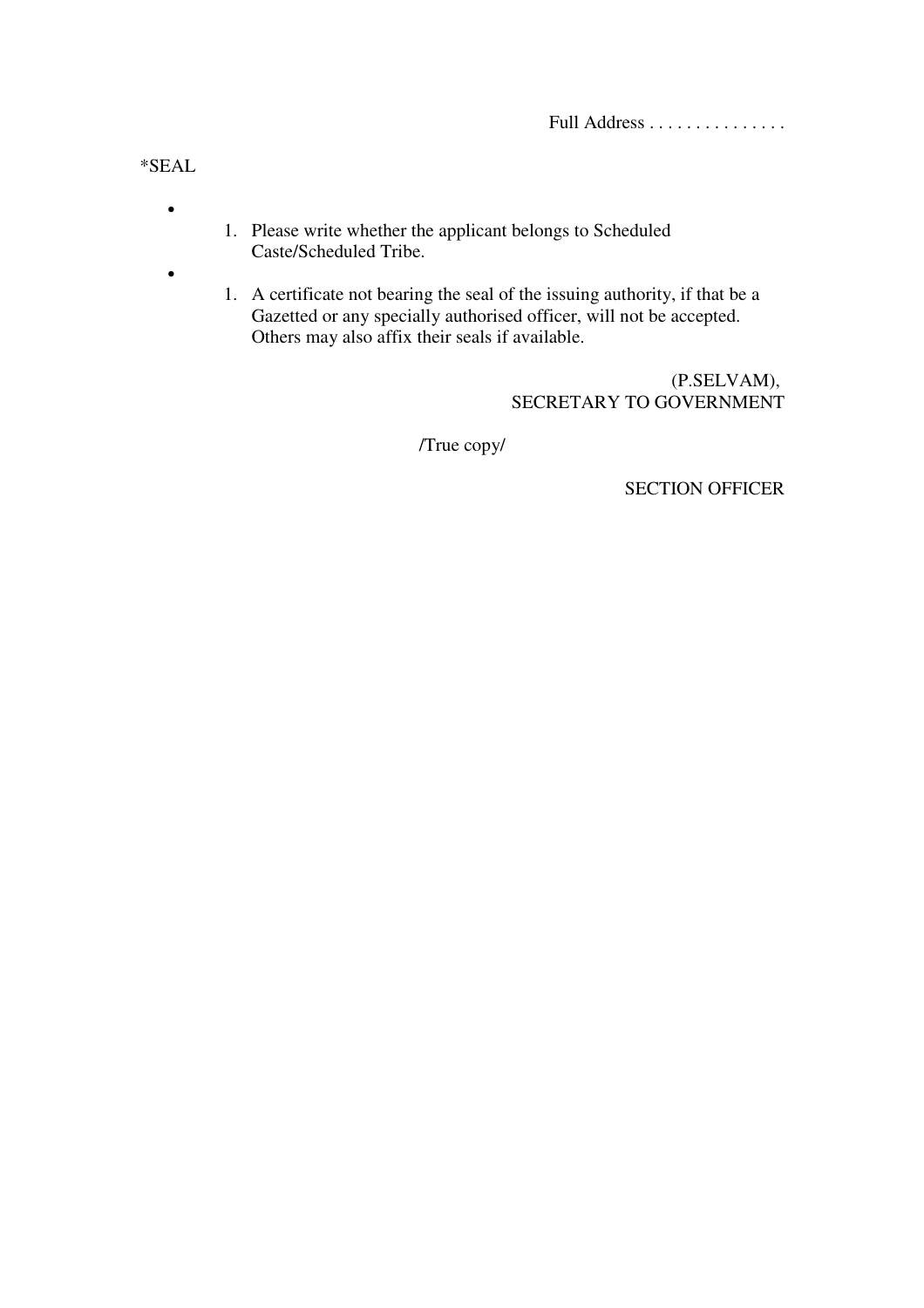Full Address . . . . . . . . . . . . . . .

*SEAL

- 
  1. Please write whether the applicant belongs to Scheduled Caste/Scheduled Tribe.
- 
  1. A certificate not bearing the seal of the issuing authority, if that be a Gazetted or any specially authorised officer, will not be accepted. Others may also affix their seals if available.

(P.SELVAM),
SECRETARY TO GOVERNMENT

/True copy/

SECTION OFFICER